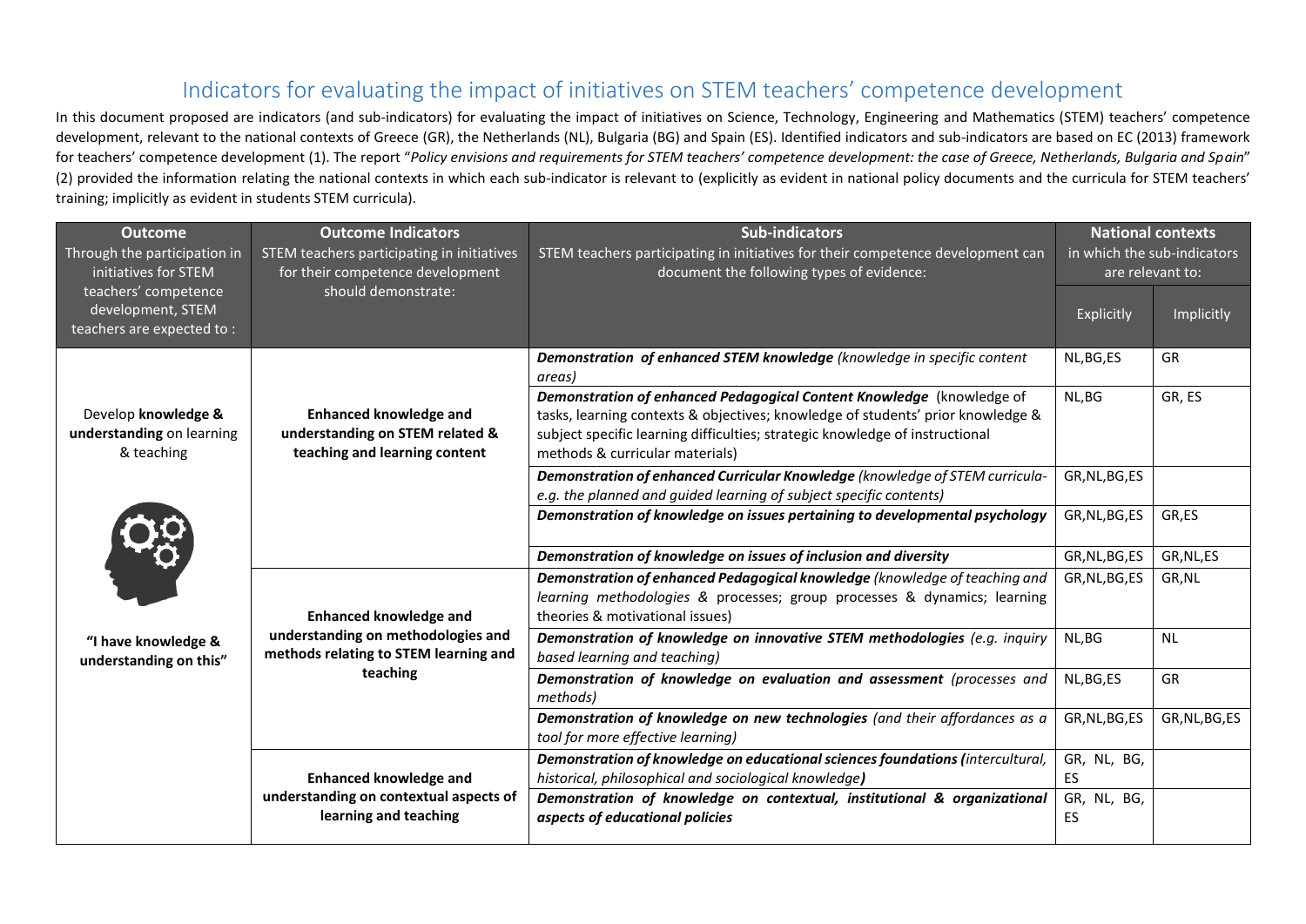# Indicators for evaluating the impact of initiatives on STEM teachers' competence development

In this document proposed are indicators (and sub-indicators) for evaluating the impact of initiatives on Science, Technology, Engineering and Mathematics (STEM) teachers' competence development, relevant to the national contexts of Greece (GR), the Netherlands (NL), Bulgaria (BG) and Spain (ES). Identified indicators and sub-indicators are based on EC (2013) framework for teachers' competence development (1). The report "*Policy envisions and requirements for STEM teachers' competence development: the case of Greece, Netherlands, Bulgaria and Spain*" (2) provided the information relating the national contexts in which each sub-indicator is relevant to (explicitly as evident in national policy documents and the curricula for STEM teachers' training; implicitly as evident in students STEM curricula).

| **Outcome** Through the participation in initiatives for STEM teachers' competence development, STEM teachers are expected to : | **Outcome Indicators** STEM teachers participating in initiatives for their competence development should demonstrate: | **Sub-indicators** STEM teachers participating in initiatives for their competence development can document the following types of evidence: | **National contexts** in which the sub-indicators are relevant to: | |
|---|---|---|---|---|
| | | | Explicitly | Implicitly |
| Develop **knowledge & understanding** on learning & teaching<br><br>**"I have knowledge & understanding on this"** | **Enhanced knowledge and understanding on STEM related & teaching and learning content** | ***Demonstration of enhanced STEM knowledge*** *(knowledge in specific content areas)* | NL,BG,ES | GR |
| | | ***Demonstration of enhanced Pedagogical Content Knowledge*** (knowledge of tasks, learning contexts & objectives; knowledge of students' prior knowledge & subject specific learning difficulties; strategic knowledge of instructional methods & curricular materials) | NL,BG | GR, ES |
| | | ***Demonstration of enhanced Curricular Knowledge*** *(knowledge of STEM curricula- e.g. the planned and guided learning of subject specific contents)* | GR,NL,BG,ES | |
| | | ***Demonstration of knowledge on issues pertaining to developmental psychology*** | GR,NL,BG,ES | GR,ES |
| | | ***Demonstration of knowledge on issues of inclusion and diversity*** | GR,NL,BG,ES | GR,NL,ES |
| | **Enhanced knowledge and understanding on methodologies and methods relating to STEM learning and teaching** | ***Demonstration of enhanced Pedagogical knowledge*** *(knowledge of teaching and learning methodologies &* processes; group processes & dynamics; learning theories & motivational issues) | GR,NL,BG,ES | GR,NL |
| | | ***Demonstration of knowledge on innovative STEM methodologies*** *(e.g. inquiry based learning and teaching)* | NL,BG | NL |
| | | ***Demonstration of knowledge on evaluation and assessment*** *(processes and methods)* | NL,BG,ES | GR |
| | | ***Demonstration of knowledge on new technologies*** *(and their affordances as a tool for more effective learning)* | GR,NL,BG,ES | GR,NL,BG,ES |
| | **Enhanced knowledge and understanding on contextual aspects of learning and teaching** | ***Demonstration of knowledge on educational sciences foundations (****intercultural, historical, philosophical and sociological knowledge**)*** | GR, NL, BG, ES | |
| | | ***Demonstration of knowledge on contextual, institutional & organizational aspects of educational policies*** | GR, NL, BG, ES | |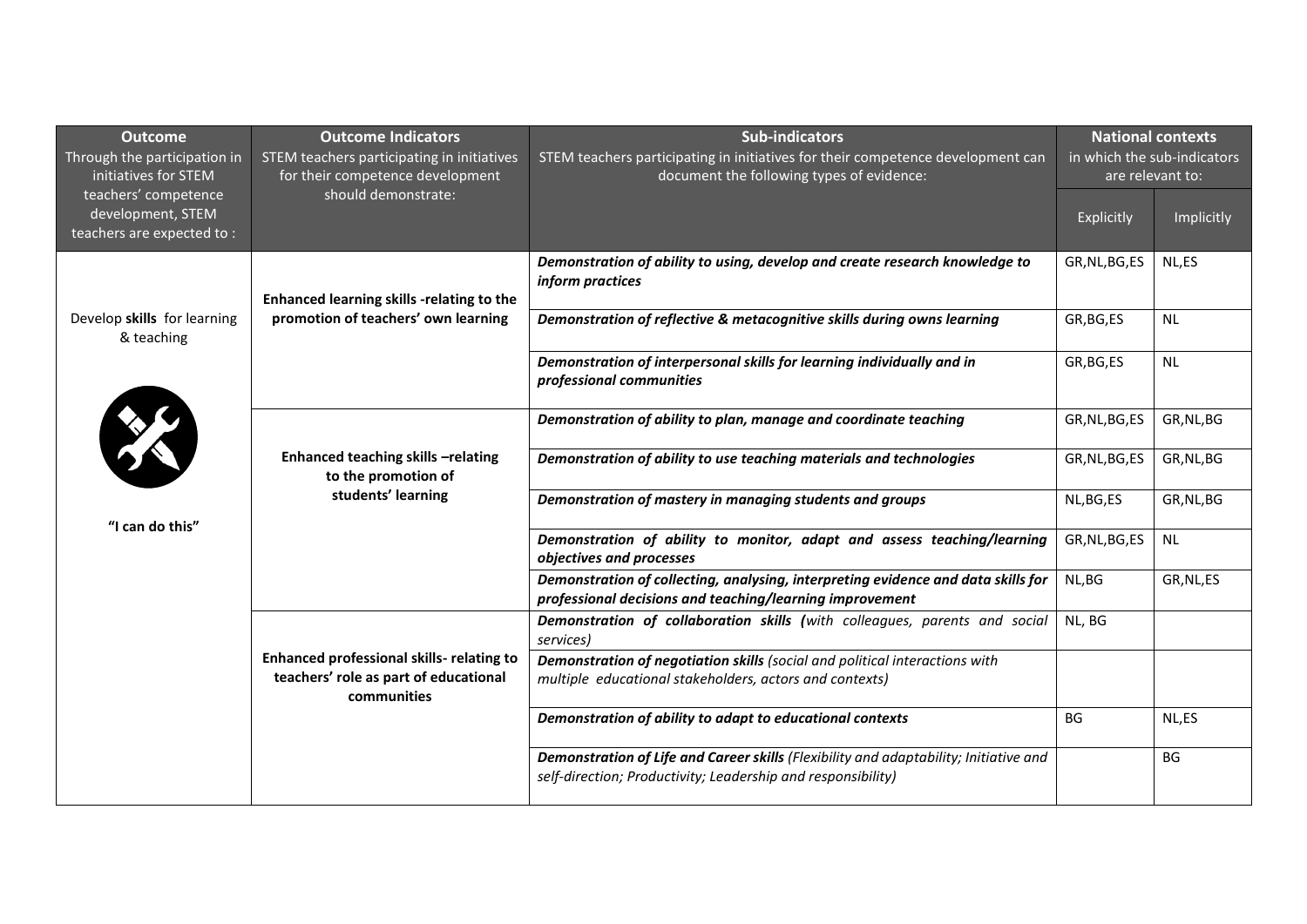| Outcome<br>Through the participation in initiatives for STEM teachers' competence development, STEM teachers are expected to : | Outcome Indicators<br>STEM teachers participating in initiatives for their competence development should demonstrate: | Sub-indicators<br>STEM teachers participating in initiatives for their competence development can document the following types of evidence: | National contexts<br>in which the sub-indicators are relevant to: | |
|---|---|---|---|---|
| | | | Explicitly | Implicitly |
| Develop **skills** for learning & teaching<br><br>**"I can do this"** | **Enhanced learning skills -relating to the promotion of teachers' own learning** | ***Demonstration of ability to using, develop and create research knowledge to inform practices*** | GR,NL,BG,ES | NL,ES |
| | | ***Demonstration of reflective & metacognitive skills during owns learning*** | GR,BG,ES | NL |
| | | ***Demonstration of interpersonal skills for learning individually and in professional communities*** | GR,BG,ES | NL |
| | **Enhanced teaching skills –relating to the promotion of students' learning** | ***Demonstration of ability to plan, manage and coordinate teaching*** | GR,NL,BG,ES | GR,NL,BG |
| | | ***Demonstration of ability to use teaching materials and technologies*** | GR,NL,BG,ES | GR,NL,BG |
| | | ***Demonstration of mastery in managing students and groups*** | NL,BG,ES | GR,NL,BG |
| | | ***Demonstration of ability to monitor, adapt and assess teaching/learning objectives and processes*** | GR,NL,BG,ES | NL |
| | | ***Demonstration of collecting, analysing, interpreting evidence and data skills for professional decisions and teaching/learning improvement*** | NL,BG | GR,NL,ES |
| | **Enhanced professional skills- relating to teachers' role as part of educational communities** | ***Demonstration of collaboration skills*** *(with colleagues, parents and social services)* | NL, BG | |
| | | ***Demonstration of negotiation skills*** *(social and political interactions with multiple educational stakeholders, actors and contexts)* | | |
| | | ***Demonstration of ability to adapt to educational contexts*** | BG | NL,ES |
| | | ***Demonstration of Life and Career skills*** *(Flexibility and adaptability; Initiative and self-direction; Productivity; Leadership and responsibility)* | | BG |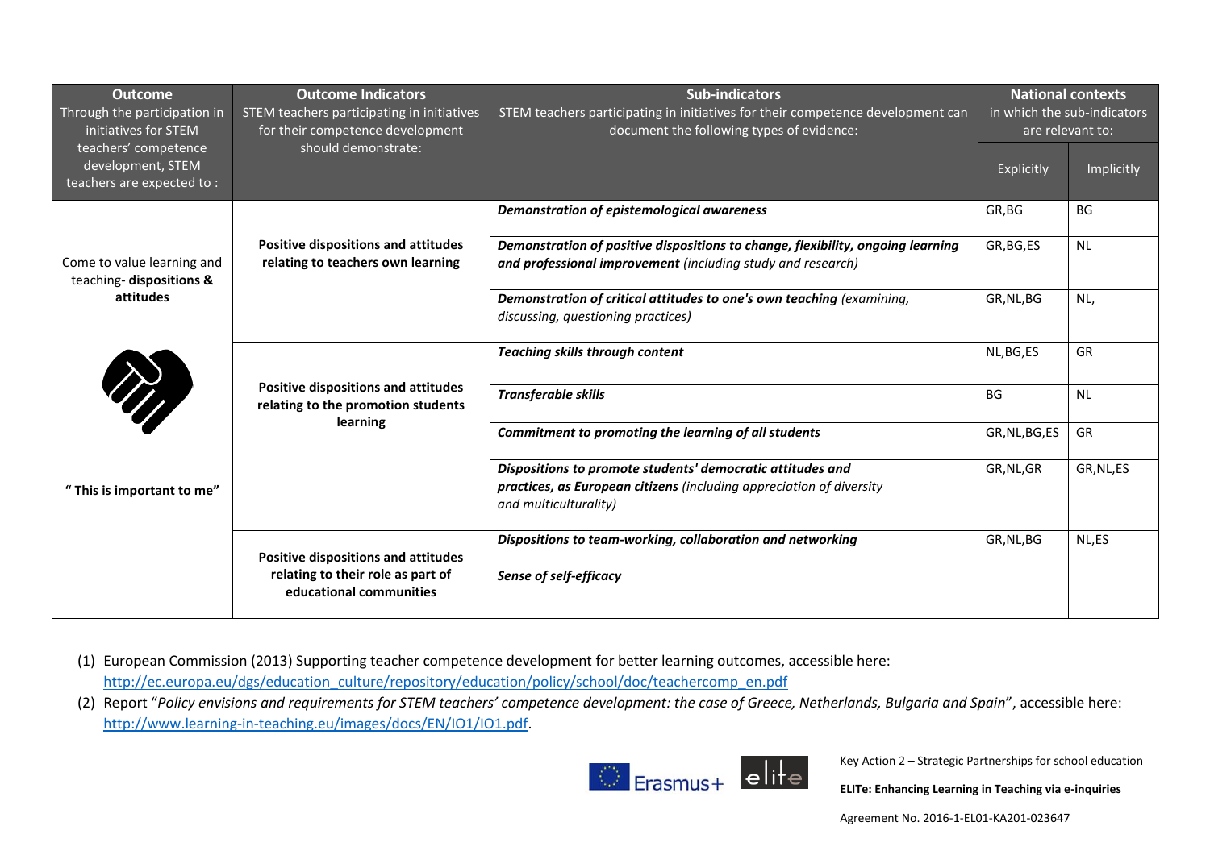| **Outcome** Through the participation in initiatives for STEM teachers' competence development, STEM teachers are expected to : | **Outcome Indicators** STEM teachers participating in initiatives for their competence development should demonstrate: | **Sub-indicators** STEM teachers participating in initiatives for their competence development can document the following types of evidence: | **National contexts** in which the sub-indicators are relevant to: | |
|---|---|---|---|---|
| | | | Explicitly | Implicitly |
| Come to value learning and teaching- **dispositions & attitudes** | **Positive dispositions and attitudes relating to teachers own learning** | ***Demonstration of epistemological awareness*** | GR,BG | BG |
| | | ***Demonstration of positive dispositions to change, flexibility, ongoing learning and professional improvement*** *(including study and research)* | GR,BG,ES | NL |
| | | ***Demonstration of critical attitudes to one's own teaching*** *(examining, discussing, questioning practices)* | GR,NL,BG | NL, |
| | **Positive dispositions and attitudes relating to the promotion students learning** | ***Teaching skills through content*** | NL,BG,ES | GR |
| | | ***Transferable skills*** | BG | NL |
| | | ***Commitment to promoting the learning of all students*** | GR,NL,BG,ES | GR |
| **" This is important to me"** | | ***Dispositions to promote students' democratic attitudes and practices, as European citizens*** *(including appreciation of diversity and multiculturality)* | GR,NL,GR | GR,NL,ES |
| | **Positive dispositions and attitudes relating to their role as part of educational communities** | ***Dispositions to team-working, collaboration and networking*** | GR,NL,BG | NL,ES |
| | | ***Sense of self-efficacy*** | | |

(1) European Commission (2013) Supporting teacher competence development for better learning outcomes, accessible here: http://ec.europa.eu/dgs/education_culture/repository/education/policy/school/doc/teachercomp_en.pdf

(2) Report "*Policy envisions and requirements for STEM teachers' competence development: the case of Greece, Netherlands, Bulgaria and Spain*", accessible here: http://www.learning-in-teaching.eu/images/docs/EN/IO1/IO1.pdf.

Key Action 2 – Strategic Partnerships for school education

**ELITe: Enhancing Learning in Teaching via e-inquiries**

Agreement No. 2016-1-EL01-KA201-023647